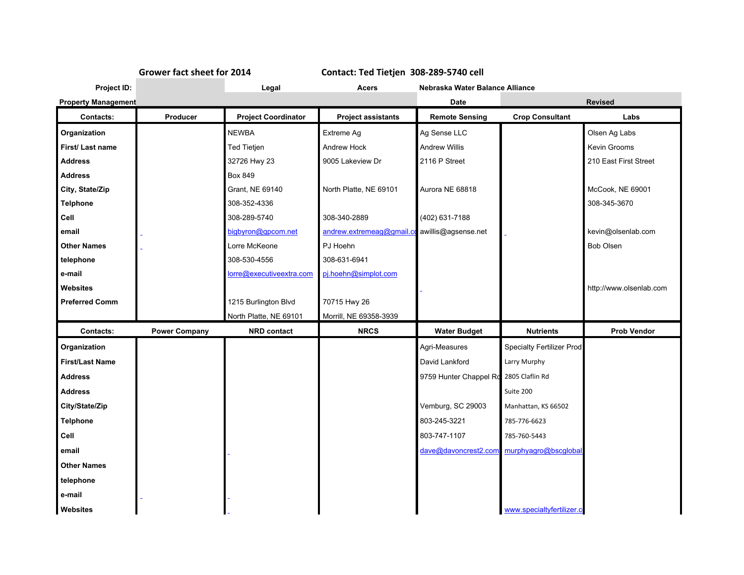**Grower fact sheet for 2014** **Contact: Ted Tietjen 308-289-5740 cell**

| Project ID: | | Legal | Acers | Nebraska Water Balance Alliance | | |
|---|---|---|---|---|---|---|
| Property Management | | | | Date | | Revised |

| Contacts: | Producer | Project Coordinator | Project assistants | Remote Sensing | Crop Consultant | Labs |
|---|---|---|---|---|---|---|
| Organization | | NEWBA | Extreme Ag | Ag Sense LLC | | Olsen Ag Labs |
| First/ Last name | | Ted Tietjen | Andrew Hock | Andrew Willis | | Kevin Grooms |
| Address | | 32726 Hwy 23 | 9005 Lakeview Dr | 2116 P Street | | 210 East First Street |
| Address | | Box 849 | | | | |
| City, State/Zip | | Grant, NE 69140 | North Platte, NE 69101 | Aurora NE 68818 | | McCook, NE 69001 |
| Telphone | | 308-352-4336 | | | | 308-345-3670 |
| Cell | | 308-289-5740 | 308-340-2889 | (402) 631-7188 | | |
| email | | bigbyron@gpcom.net | andrew.extremeag@gmail.co | awillis@agsense.net | | kevin@olsenlab.com |
| Other Names | | Lorre McKeone | PJ Hoehn | | | Bob Olsen |
| telephone | | 308-530-4556 | 308-631-6941 | | | |
| e-mail | | lorre@executiveextra.com | pj.hoehn@simplot.com | | | |
| Websites | | | | | | http://www.olsenlab.com |
| Preferred Comm | | 1215 Burlington Blvd | 70715 Hwy 26 | | | |
| | | North Platte, NE 69101 | Morrill, NE 69358-3939 | | | |

| Contacts: | Power Company | NRD contact | NRCS | Water Budget | Nutrients | Prob Vendor |
|---|---|---|---|---|---|---|
| Organization | | | | Agri-Measures | Specialty Fertilizer Prod | |
| First/Last Name | | | | David Lankford | Larry Murphy | |
| Address | | | | 9759 Hunter Chappel Rd | 2805 Claflin Rd | |
| Address | | | | | Suite 200 | |
| City/State/Zip | | | | Vemburg, SC 29003 | Manhattan, KS 66502 | |
| Telphone | | | | 803-245-3221 | 785-776-6623 | |
| Cell | | | | 803-747-1107 | 785-760-5443 | |
| email | | | | dave@davoncrest2.com | murphyagro@bscglobal | |
| Other Names | | | | | | |
| telephone | | | | | | |
| e-mail | | | | | | |
| Websites | | | | | www.specialtyfertilizer.c | |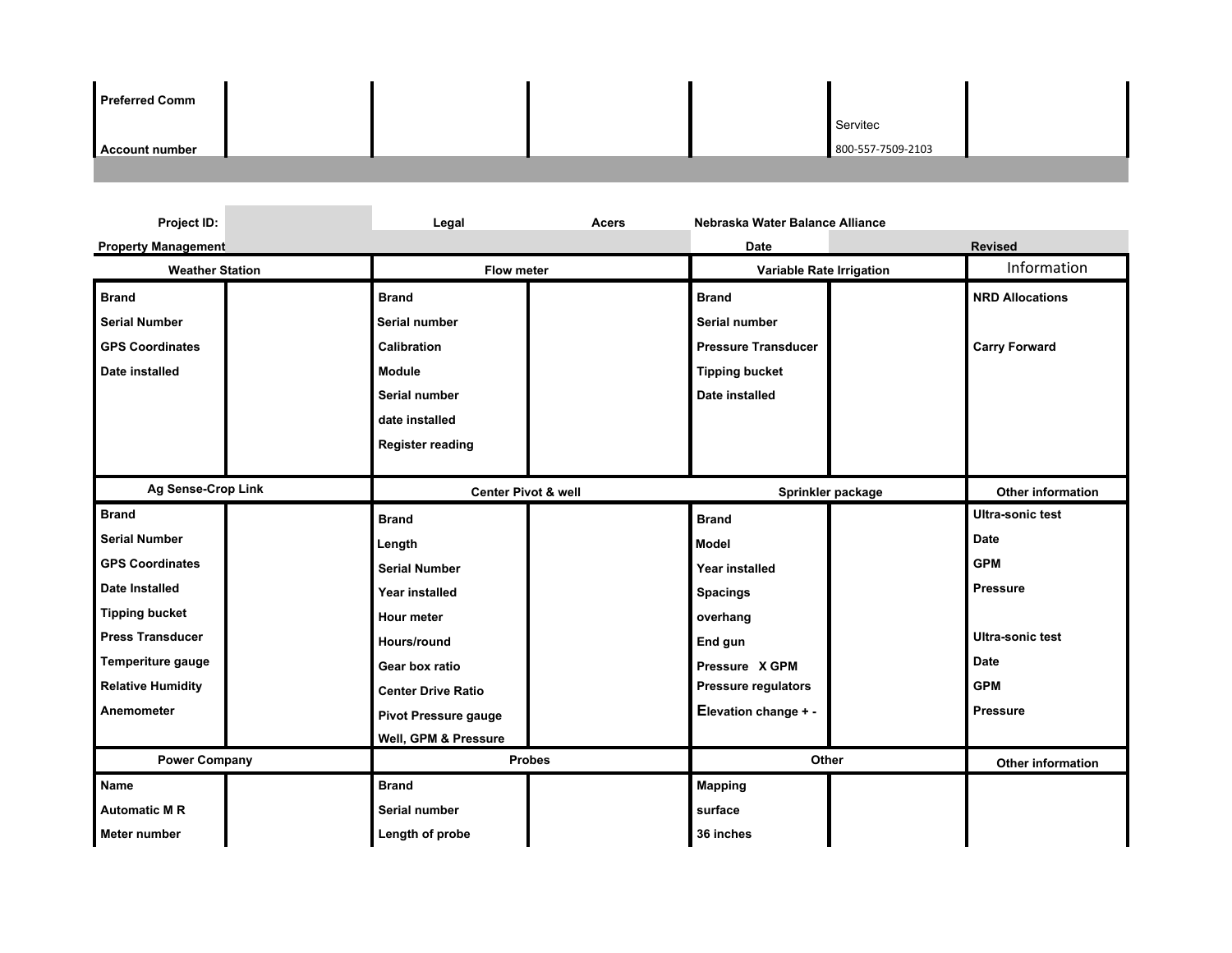| Preferred Comm | | | | | | |
|---|---|---|---|---|---|---|
| Account number | | | | | Servitec 800-557-7509-2103 | |

| Project ID: | | Legal | Acers | Nebraska Water Balance Alliance | | |
|---|---|---|---|---|---|---|
| Property Management | | | | Date | | Revised |

| Weather Station | | Flow meter | | Variable Rate Irrigation | | Information |
|---|---|---|---|---|---|---|
| Brand | | Brand | | Brand | | NRD Allocations |
| Serial Number | | Serial number | | Serial number | | |
| GPS Coordinates | | Calibration | | Pressure Transducer | | Carry Forward |
| Date installed | | Module | | Tipping bucket | | |
| | | Serial number | | Date installed | | |
| | | date installed | | | | |
| | | Register reading | | | | |
| **Ag Sense-Crop Link** | | **Center Pivot & well** | | **Sprinkler package** | | **Other information** |
| Brand | | Brand | | Brand | | Ultra-sonic test |
| Serial Number | | Length | | Model | | Date |
| GPS Coordinates | | Serial Number | | Year installed | | GPM |
| Date Installed | | Year installed | | Spacings | | Pressure |
| Tipping bucket | | Hour meter | | overhang | | |
| Press Transducer | | Hours/round | | End gun | | Ultra-sonic test |
| Temperiture gauge | | Gear box ratio | | Pressure X GPM | | Date |
| Relative Humidity | | Center Drive Ratio | | Pressure regulators | | GPM |
| Anemometer | | Pivot Pressure gauge | | Elevation change + - | | Pressure |
| | | Well, GPM & Pressure | | | | |
| **Power Company** | | **Probes** | | **Other** | | **Other information** |
| Name | | Brand | | Mapping | | |
| Automatic M R | | Serial number | | surface | | |
| Meter number | | Length of probe | | 36 inches | | |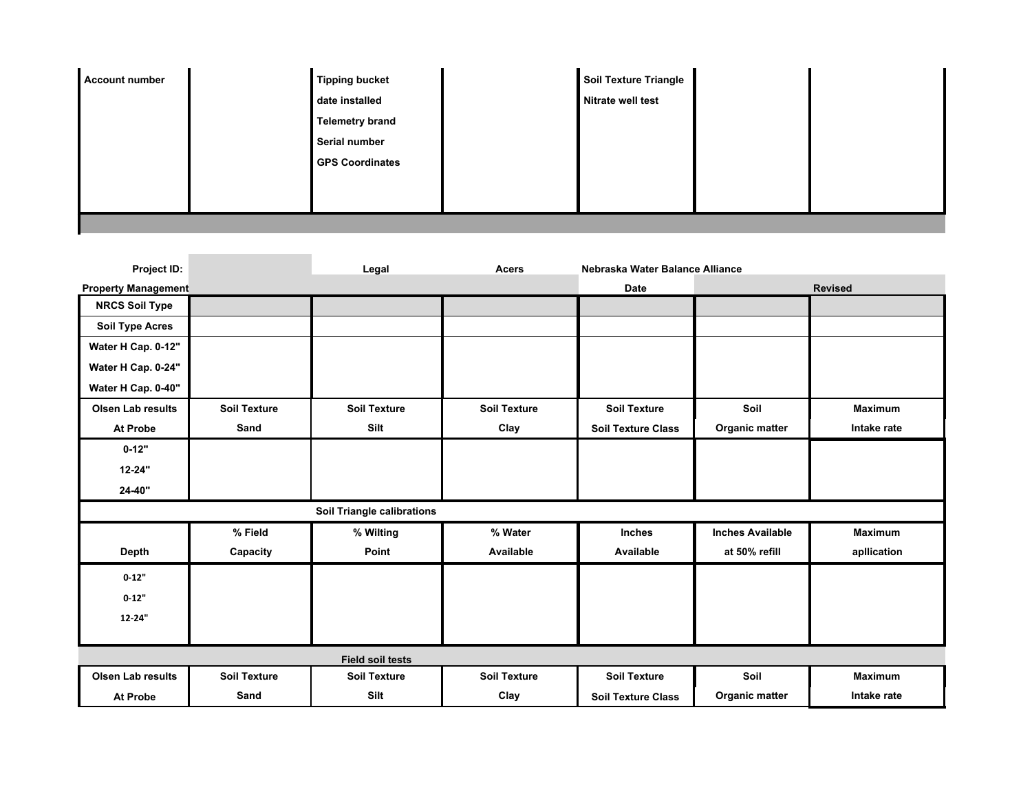| Account number | | Tipping bucket<br>date installed<br>Telemetry brand<br>Serial number<br>GPS Coordinates | | Soil Texture Triangle<br>Nitrate well test | | |
|---|---|---|---|---|---|---|

| Project ID: | | Legal | Acers | Nebraska Water Balance Alliance | | |
|---|---|---|---|---|---|---|
| Property Management | | | | Date | | Revised |
| NRCS Soil Type | | | | | | |
| Soil Type Acres | | | | | | |
| Water H Cap. 0-12"<br>Water H Cap. 0-24"<br>Water H Cap. 0-40" | | | | | | |
| Olsen Lab results<br>At Probe | Soil Texture<br>Sand | Soil Texture<br>Silt | Soil Texture<br>Clay | Soil Texture<br>Soil Texture Class | Soil<br>Organic matter | Maximum<br>Intake rate |
| 0-12"<br>12-24"<br>24-40" | | | | | | |
| | | Soil Triangle calibrations | | | | |
| Depth | % Field<br>Capacity | % Wilting<br>Point | % Water<br>Available | Inches<br>Available | Inches Available<br>at 50% refill | Maximum<br>apllication |
| 0-12"<br>0-12"<br>12-24" | | | | | | |
| | | Field soil tests | | | | |
| Olsen Lab results<br>At Probe | Soil Texture<br>Sand | Soil Texture<br>Silt | Soil Texture<br>Clay | Soil Texture<br>Soil Texture Class | Soil<br>Organic matter | Maximum<br>Intake rate |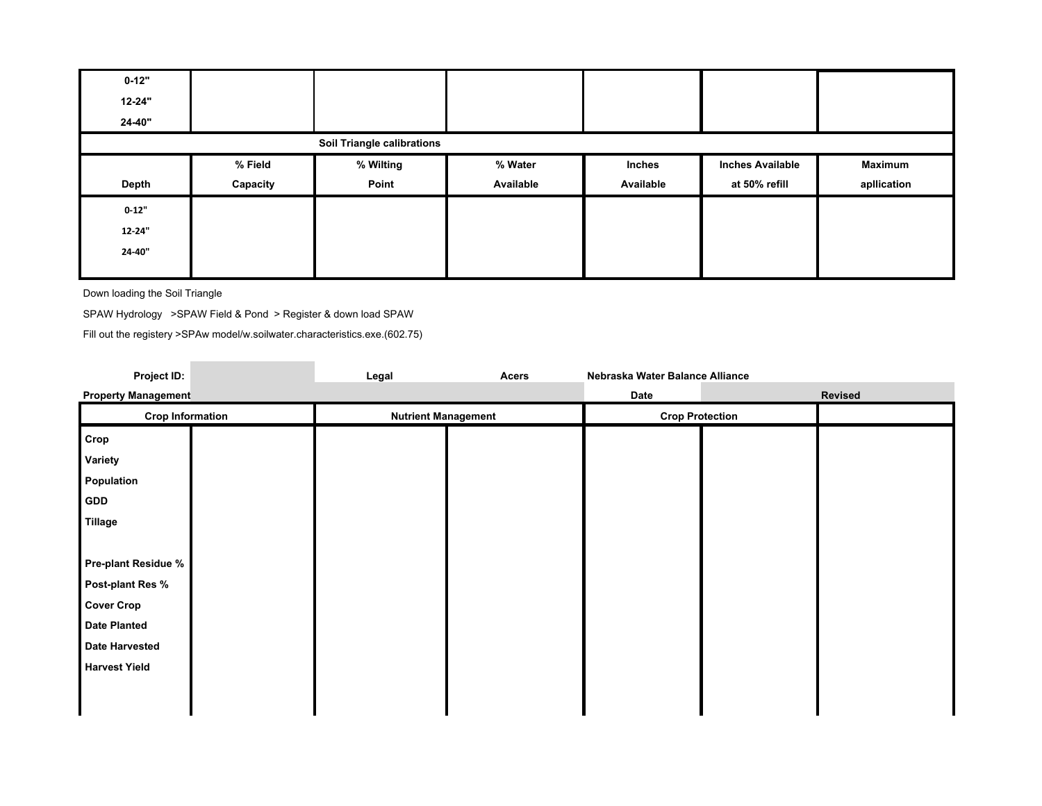| | | | | | | |
|---|---|---|---|---|---|---|
| 0-12"<br>12-24"<br>24-40" | | | | | | |

| Soil Triangle calibrations | | | | | | |
|---|---|---|---|---|---|---|
| Depth | % Field Capacity | % Wilting Point | % Water Available | Inches Available | Inches Available at 50% refill | Maximum apllication |
| 0-12"<br>12-24"<br>24-40" | | | | | | |

Down loading the Soil Triangle

SPAW Hydrology >SPAW Field & Pond > Register & down load SPAW

Fill out the registery >SPAw model/w.soilwater.characteristics.exe.(602.75)

**Project ID:** | **Legal** | **Acers** | **Nebraska Water Balance Alliance**

**Property Management** | **Date** | **Revised**

| Crop Information | | Nutrient Management | | Crop Protection | | |
|---|---|---|---|---|---|---|
| **Crop** | | | | | | |
| **Variety** | | | | | | |
| **Population** | | | | | | |
| **GDD** | | | | | | |
| **Tillage** | | | | | | |
| | | | | | | |
| **Pre-plant Residue %** | | | | | | |
| **Post-plant Res %** | | | | | | |
| **Cover Crop** | | | | | | |
| **Date Planted** | | | | | | |
| **Date Harvested** | | | | | | |
| **Harvest Yield** | | | | | | |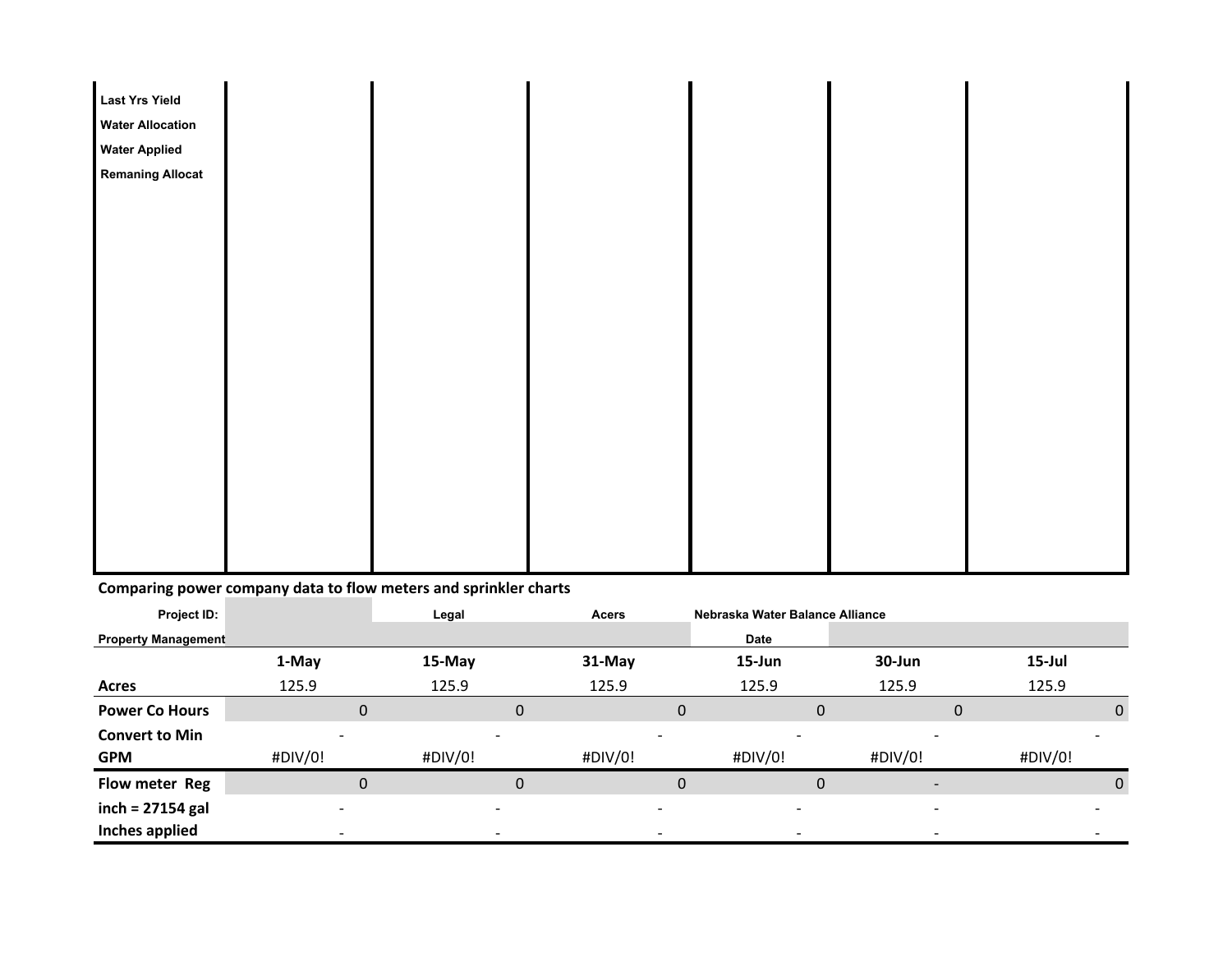| Last Yrs Yield | | | | | | |
|---|---|---|---|---|---|---|
| Water Allocation | | | | | | |
| Water Applied | | | | | | |
| Remaning Allocat | | | | | | |

**Comparing power company data to flow meters and sprinkler charts**

| Project ID: | | Legal | Acers | Nebraska Water Balance Alliance | | |
|---|---|---|---|---|---|---|
| Property Management | | | | Date | | |
| | 1-May | 15-May | 31-May | 15-Jun | 30-Jun | 15-Jul |
| Acres | 125.9 | 125.9 | 125.9 | 125.9 | 125.9 | 125.9 |
| Power Co Hours | 0 | 0 | 0 | 0 | 0 | 0 |
| Convert to Min | - | - | - | - | - | - |
| GPM | #DIV/0! | #DIV/0! | #DIV/0! | #DIV/0! | #DIV/0! | #DIV/0! |
| Flow meter Reg | 0 | 0 | 0 | 0 | - | 0 |
| inch = 27154 gal | - | - | - | - | - | - |
| Inches applied | - | - | - | - | - | - |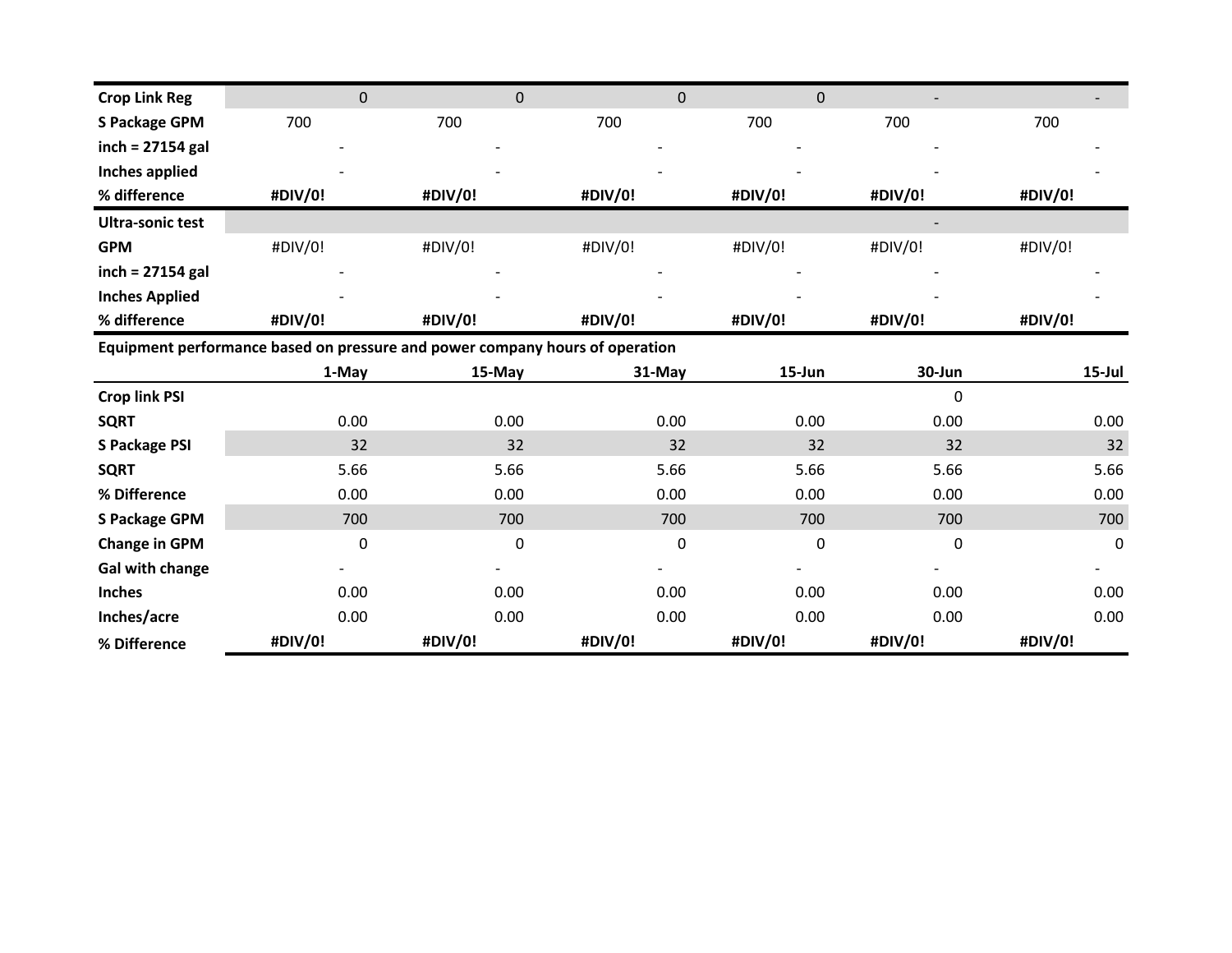| Crop Link Reg | 0 | 0 | 0 | 0 | - | - |
|---|---|---|---|---|---|---|
| S Package GPM | 700 | 700 | 700 | 700 | 700 | 700 |
| inch = 27154 gal | - | - | - | - | - | - |
| Inches applied | - | - | - | - | - | - |
| % difference | **#DIV/0!** | **#DIV/0!** | **#DIV/0!** | **#DIV/0!** | **#DIV/0!** | **#DIV/0!** |

| Ultra-sonic test | | | | | - | |
|---|---|---|---|---|---|---|
| GPM | #DIV/0! | #DIV/0! | #DIV/0! | #DIV/0! | #DIV/0! | #DIV/0! |
| inch = 27154 gal | - | - | - | - | - | - |
| Inches Applied | - | - | - | - | - | - |
| % difference | **#DIV/0!** | **#DIV/0!** | **#DIV/0!** | **#DIV/0!** | **#DIV/0!** | **#DIV/0!** |

**Equipment performance based on pressure and power company hours of operation**

| | 1-May | 15-May | 31-May | 15-Jun | 30-Jun | 15-Jul |
|---|---|---|---|---|---|---|
| Crop link PSI | | | | | 0 | |
| SQRT | 0.00 | 0.00 | 0.00 | 0.00 | 0.00 | 0.00 |
| S Package PSI | 32 | 32 | 32 | 32 | 32 | 32 |
| SQRT | 5.66 | 5.66 | 5.66 | 5.66 | 5.66 | 5.66 |
| % Difference | 0.00 | 0.00 | 0.00 | 0.00 | 0.00 | 0.00 |
| S Package GPM | 700 | 700 | 700 | 700 | 700 | 700 |
| Change in GPM | 0 | 0 | 0 | 0 | 0 | 0 |
| Gal with change | - | - | - | - | - | - |
| Inches | 0.00 | 0.00 | 0.00 | 0.00 | 0.00 | 0.00 |
| Inches/acre | 0.00 | 0.00 | 0.00 | 0.00 | 0.00 | 0.00 |
| % Difference | **#DIV/0!** | **#DIV/0!** | **#DIV/0!** | **#DIV/0!** | **#DIV/0!** | **#DIV/0!** |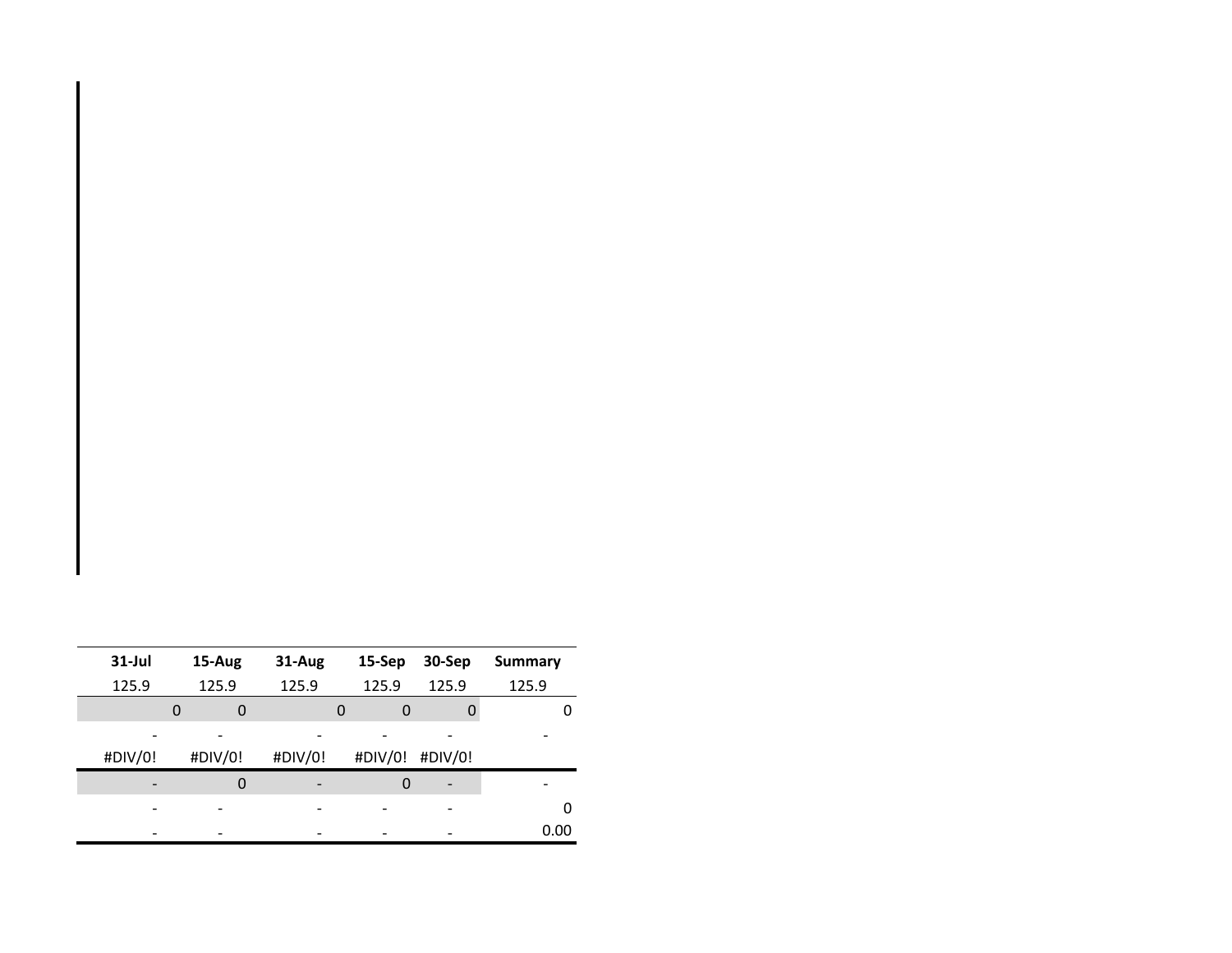| 31-Jul | 15-Aug | 31-Aug | 15-Sep | 30-Sep | Summary |
|---|---|---|---|---|---|
| 125.9 | 125.9 | 125.9 | 125.9 | 125.9 | 125.9 |
| 0 | 0 | 0 | 0 | 0 | 0 |
| - | - | - | - | - | - |
| #DIV/0! | #DIV/0! | #DIV/0! | #DIV/0! | #DIV/0! | |
| - | 0 | - | 0 | - | - |
| - | - | - | - | - | 0 |
| - | - | - | - | - | 0.00 |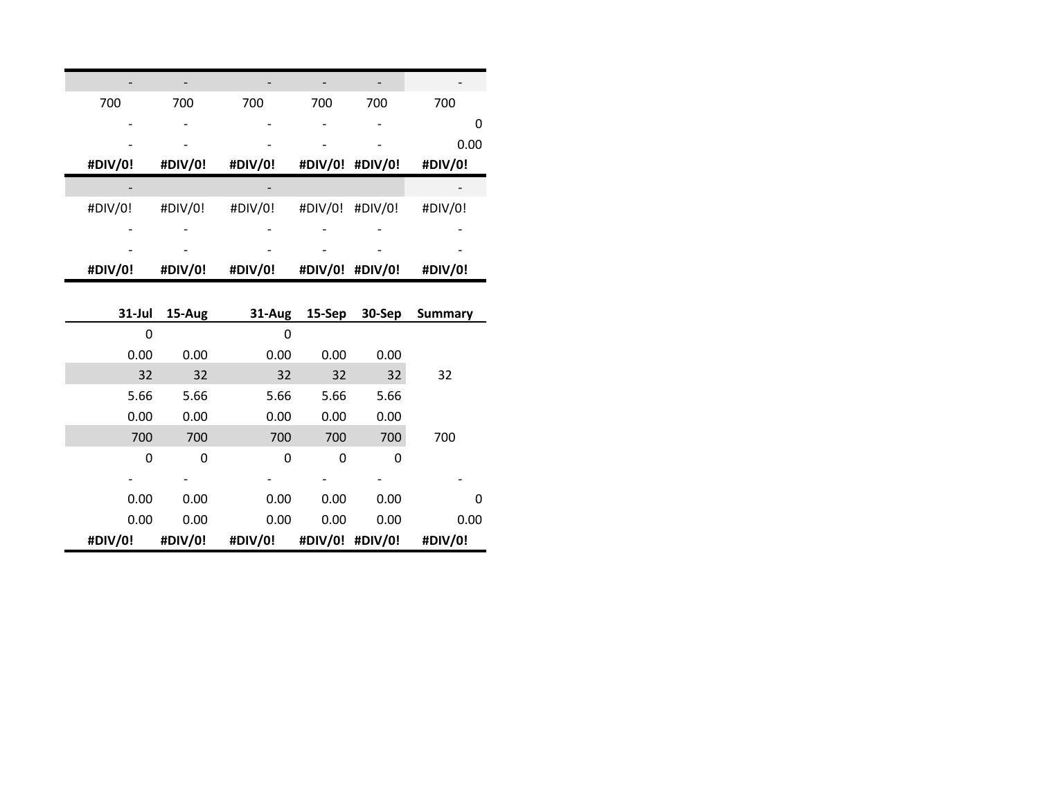| | | | | | |
|---|---|---|---|---|---|
| - | - | - | - | - | - |
| 700 | 700 | 700 | 700 | 700 | 700 |
| - | - | - | - | - | 0 |
| - | - | - | - | - | 0.00 |
| **#DIV/0!** | **#DIV/0!** | **#DIV/0!** | **#DIV/0!** | **#DIV/0!** | **#DIV/0!** |
| - | | - | | | - |
| #DIV/0! | #DIV/0! | #DIV/0! | #DIV/0! | #DIV/0! | #DIV/0! |
| - | - | - | - | - | - |
| - | - | - | - | - | - |
| **#DIV/0!** | **#DIV/0!** | **#DIV/0!** | **#DIV/0!** | **#DIV/0!** | **#DIV/0!** |

| **31-Jul** | **15-Aug** | **31-Aug** | **15-Sep** | **30-Sep** | **Summary** |
|---|---|---|---|---|---|
| 0 | | 0 | | | |
| 0.00 | 0.00 | 0.00 | 0.00 | 0.00 | |
| 32 | 32 | 32 | 32 | 32 | 32 |
| 5.66 | 5.66 | 5.66 | 5.66 | 5.66 | |
| 0.00 | 0.00 | 0.00 | 0.00 | 0.00 | |
| 700 | 700 | 700 | 700 | 700 | 700 |
| 0 | 0 | 0 | 0 | 0 | |
| - | - | - | - | - | - |
| 0.00 | 0.00 | 0.00 | 0.00 | 0.00 | 0 |
| 0.00 | 0.00 | 0.00 | 0.00 | 0.00 | 0.00 |
| **#DIV/0!** | **#DIV/0!** | **#DIV/0!** | **#DIV/0!** | **#DIV/0!** | **#DIV/0!** |